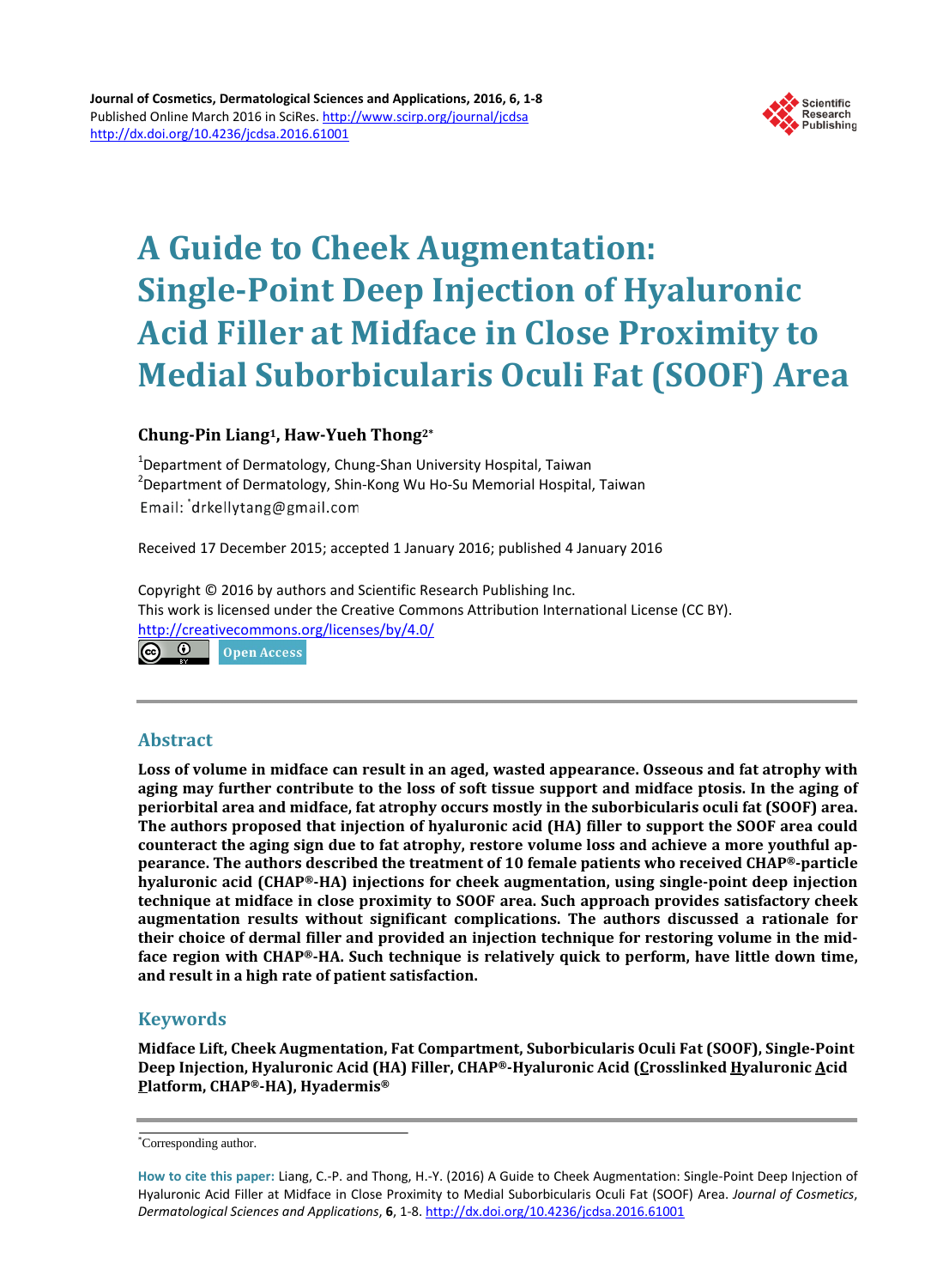Journal of Cosmetics, Dermatological Sciences and Applications, 2016, 6, 1-8
Published Online March 2016 in SciRes. http://www.scirp.org/journal/jcdsa
http://dx.doi.org/10.4236/jcdsa.2016.61001

# A Guide to Cheek Augmentation: Single-Point Deep Injection of Hyaluronic Acid Filler at Midface in Close Proximity to Medial Suborbicularis Oculi Fat (SOOF) Area

**Chung-Pin Liang[1], Haw-Yueh Thong[2*]**

[1]Department of Dermatology, Chung-Shan University Hospital, Taiwan
[2]Department of Dermatology, Shin-Kong Wu Ho-Su Memorial Hospital, Taiwan
Email: *drkellytang@gmail.com

Received 17 December 2015; accepted 1 January 2016; published 4 January 2016

Copyright © 2016 by authors and Scientific Research Publishing Inc.
This work is licensed under the Creative Commons Attribution International License (CC BY).
http://creativecommons.org/licenses/by/4.0/

Open Access

## Abstract

**Loss of volume in midface can result in an aged, wasted appearance. Osseous and fat atrophy with aging may further contribute to the loss of soft tissue support and midface ptosis. In the aging of periorbital area and midface, fat atrophy occurs mostly in the suborbicularis oculi fat (SOOF) area. The authors proposed that injection of hyaluronic acid (HA) filler to support the SOOF area could counteract the aging sign due to fat atrophy, restore volume loss and achieve a more youthful appearance. The authors described the treatment of 10 female patients who received CHAP®-particle hyaluronic acid (CHAP®-HA) injections for cheek augmentation, using single-point deep injection technique at midface in close proximity to SOOF area. Such approach provides satisfactory cheek augmentation results without significant complications. The authors discussed a rationale for their choice of dermal filler and provided an injection technique for restoring volume in the midface region with CHAP®-HA. Such technique is relatively quick to perform, have little down time, and result in a high rate of patient satisfaction.**

## Keywords

**Midface Lift, Cheek Augmentation, Fat Compartment, Suborbicularis Oculi Fat (SOOF), Single-Point Deep Injection, Hyaluronic Acid (HA) Filler, CHAP®-Hyaluronic Acid (<u>C</u>rosslinked <u>H</u>yaluronic <u>A</u>cid <u>P</u>latform, CHAP®-HA), Hyadermis®**

---

*Corresponding author.

**How to cite this paper:** Liang, C.-P. and Thong, H.-Y. (2016) A Guide to Cheek Augmentation: Single-Point Deep Injection of Hyaluronic Acid Filler at Midface in Close Proximity to Medial Suborbicularis Oculi Fat (SOOF) Area. *Journal of Cosmetics, Dermatological Sciences and Applications*, **6**, 1-8. http://dx.doi.org/10.4236/jcdsa.2016.61001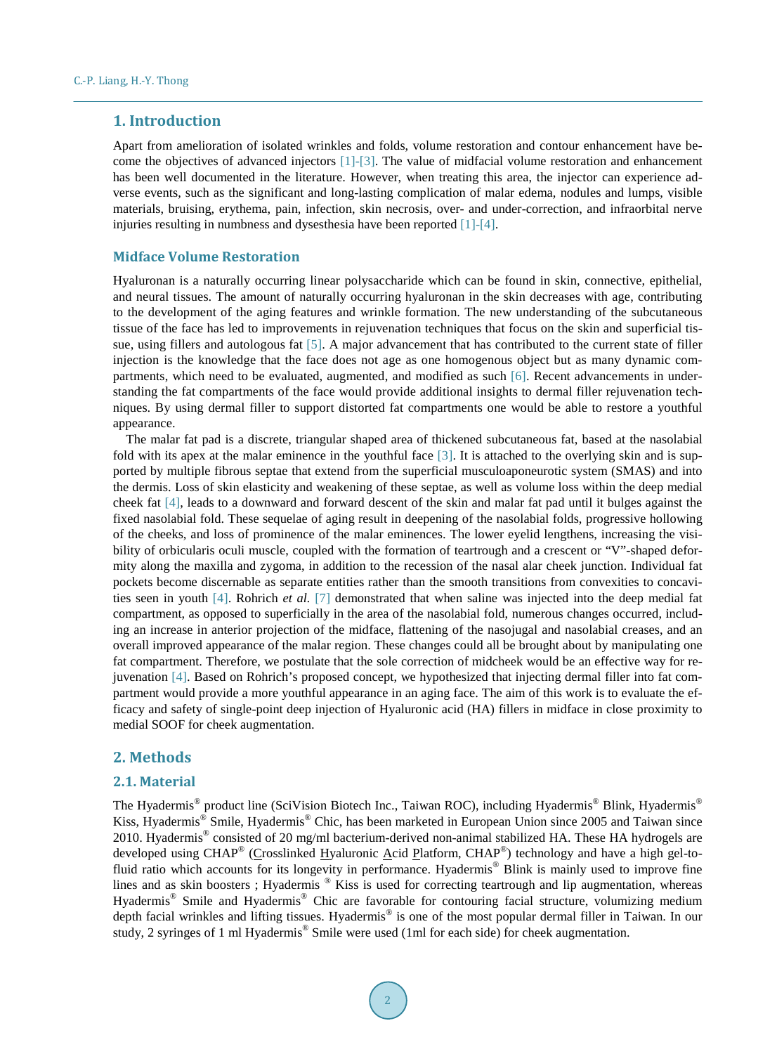## 1. Introduction

Apart from amelioration of isolated wrinkles and folds, volume restoration and contour enhancement have become the objectives of advanced injectors [1]-[3]. The value of midfacial volume restoration and enhancement has been well documented in the literature. However, when treating this area, the injector can experience adverse events, such as the significant and long-lasting complication of malar edema, nodules and lumps, visible materials, bruising, erythema, pain, infection, skin necrosis, over- and under-correction, and infraorbital nerve injuries resulting in numbness and dysesthesia have been reported [1]-[4].

### Midface Volume Restoration

Hyaluronan is a naturally occurring linear polysaccharide which can be found in skin, connective, epithelial, and neural tissues. The amount of naturally occurring hyaluronan in the skin decreases with age, contributing to the development of the aging features and wrinkle formation. The new understanding of the subcutaneous tissue of the face has led to improvements in rejuvenation techniques that focus on the skin and superficial tissue, using fillers and autologous fat [5]. A major advancement that has contributed to the current state of filler injection is the knowledge that the face does not age as one homogenous object but as many dynamic compartments, which need to be evaluated, augmented, and modified as such [6]. Recent advancements in understanding the fat compartments of the face would provide additional insights to dermal filler rejuvenation techniques. By using dermal filler to support distorted fat compartments one would be able to restore a youthful appearance.

The malar fat pad is a discrete, triangular shaped area of thickened subcutaneous fat, based at the nasolabial fold with its apex at the malar eminence in the youthful face [3]. It is attached to the overlying skin and is supported by multiple fibrous septae that extend from the superficial musculoaponeurotic system (SMAS) and into the dermis. Loss of skin elasticity and weakening of these septae, as well as volume loss within the deep medial cheek fat [4], leads to a downward and forward descent of the skin and malar fat pad until it bulges against the fixed nasolabial fold. These sequelae of aging result in deepening of the nasolabial folds, progressive hollowing of the cheeks, and loss of prominence of the malar eminences. The lower eyelid lengthens, increasing the visibility of orbicularis oculi muscle, coupled with the formation of teartrough and a crescent or "V"-shaped deformity along the maxilla and zygoma, in addition to the recession of the nasal alar cheek junction. Individual fat pockets become discernable as separate entities rather than the smooth transitions from convexities to concavities seen in youth [4]. Rohrich *et al.* [7] demonstrated that when saline was injected into the deep medial fat compartment, as opposed to superficially in the area of the nasolabial fold, numerous changes occurred, including an increase in anterior projection of the midface, flattening of the nasojugal and nasolabial creases, and an overall improved appearance of the malar region. These changes could all be brought about by manipulating one fat compartment. Therefore, we postulate that the sole correction of midcheek would be an effective way for rejuvenation [4]. Based on Rohrich's proposed concept, we hypothesized that injecting dermal filler into fat compartment would provide a more youthful appearance in an aging face. The aim of this work is to evaluate the efficacy and safety of single-point deep injection of Hyaluronic acid (HA) fillers in midface in close proximity to medial SOOF for cheek augmentation.

## 2. Methods

### 2.1. Material

The Hyadermis® product line (SciVision Biotech Inc., Taiwan ROC), including Hyadermis® Blink, Hyadermis® Kiss, Hyadermis® Smile, Hyadermis® Chic, has been marketed in European Union since 2005 and Taiwan since 2010. Hyadermis® consisted of 20 mg/ml bacterium-derived non-animal stabilized HA. These HA hydrogels are developed using CHAP® (Crosslinked Hyaluronic Acid Platform, CHAP®) technology and have a high gel-to-fluid ratio which accounts for its longevity in performance. Hyadermis® Blink is mainly used to improve fine lines and as skin boosters ; Hyadermis ® Kiss is used for correcting teartrough and lip augmentation, whereas Hyadermis® Smile and Hyadermis® Chic are favorable for contouring facial structure, volumizing medium depth facial wrinkles and lifting tissues. Hyadermis® is one of the most popular dermal filler in Taiwan. In our study, 2 syringes of 1 ml Hyadermis® Smile were used (1ml for each side) for cheek augmentation.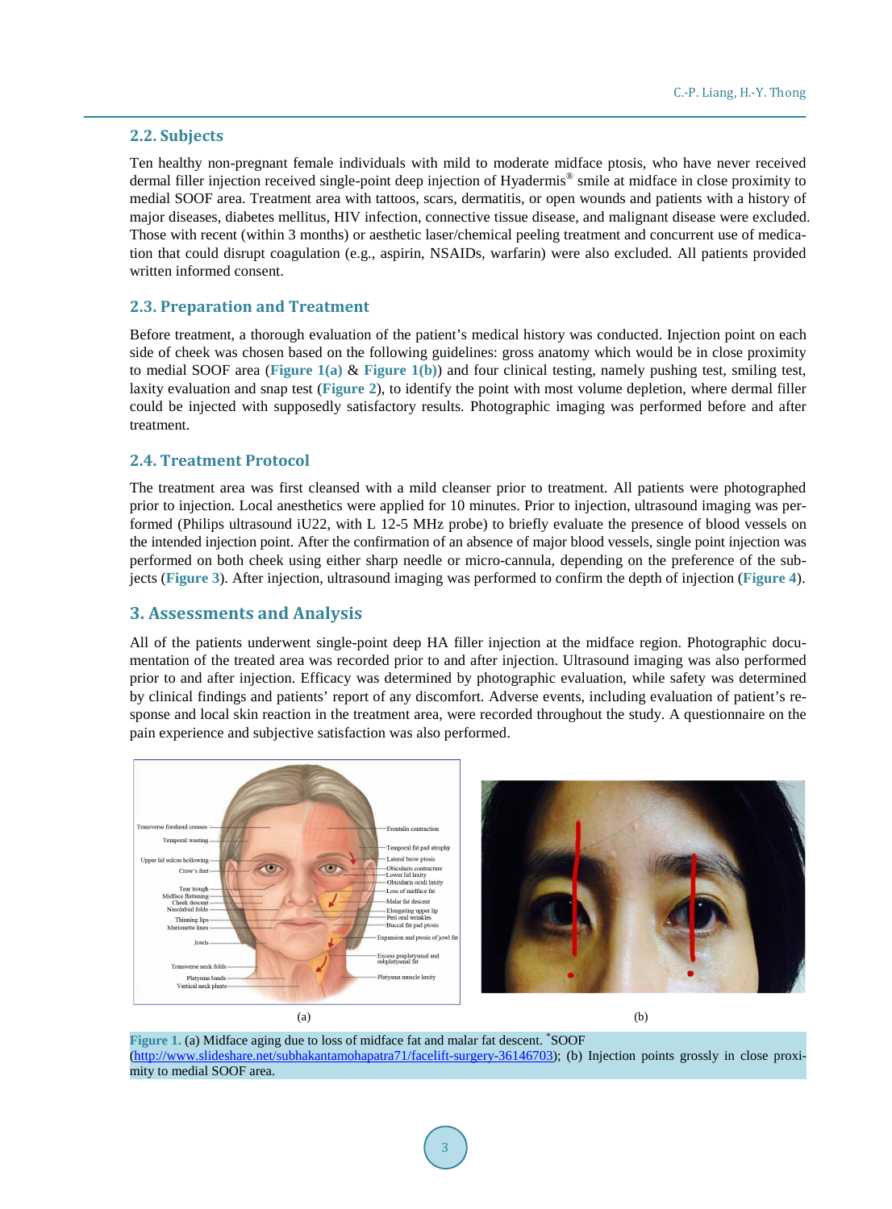### 2.2. Subjects

Ten healthy non-pregnant female individuals with mild to moderate midface ptosis, who have never received dermal filler injection received single-point deep injection of Hyadermis® smile at midface in close proximity to medial SOOF area. Treatment area with tattoos, scars, dermatitis, or open wounds and patients with a history of major diseases, diabetes mellitus, HIV infection, connective tissue disease, and malignant disease were excluded. Those with recent (within 3 months) or aesthetic laser/chemical peeling treatment and concurrent use of medication that could disrupt coagulation (e.g., aspirin, NSAIDs, warfarin) were also excluded. All patients provided written informed consent.

### 2.3. Preparation and Treatment

Before treatment, a thorough evaluation of the patient's medical history was conducted. Injection point on each side of cheek was chosen based on the following guidelines: gross anatomy which would be in close proximity to medial SOOF area (**Figure 1(a)** & **Figure 1(b)**) and four clinical testing, namely pushing test, smiling test, laxity evaluation and snap test (**Figure 2**), to identify the point with most volume depletion, where dermal filler could be injected with supposedly satisfactory results. Photographic imaging was performed before and after treatment.

### 2.4. Treatment Protocol

The treatment area was first cleansed with a mild cleanser prior to treatment. All patients were photographed prior to injection. Local anesthetics were applied for 10 minutes. Prior to injection, ultrasound imaging was performed (Philips ultrasound iU22, with L 12-5 MHz probe) to briefly evaluate the presence of blood vessels on the intended injection point. After the confirmation of an absence of major blood vessels, single point injection was performed on both cheek using either sharp needle or micro-cannula, depending on the preference of the subjects (**Figure 3**). After injection, ultrasound imaging was performed to confirm the depth of injection (**Figure 4**).

## 3. Assessments and Analysis

All of the patients underwent single-point deep HA filler injection at the midface region. Photographic documentation of the treated area was recorded prior to and after injection. Ultrasound imaging was also performed prior to and after injection. Efficacy was determined by photographic evaluation, while safety was determined by clinical findings and patients' report of any discomfort. Adverse events, including evaluation of patient's response and local skin reaction in the treatment area, were recorded throughout the study. A questionnaire on the pain experience and subjective satisfaction was also performed.

(a) (b)

**Figure 1.** (a) Midface aging due to loss of midface fat and malar fat descent. *SOOF (http://www.slideshare.net/subhakantamohapatra71/facelift-surgery-36146703); (b) Injection points grossly in close proximity to medial SOOF area.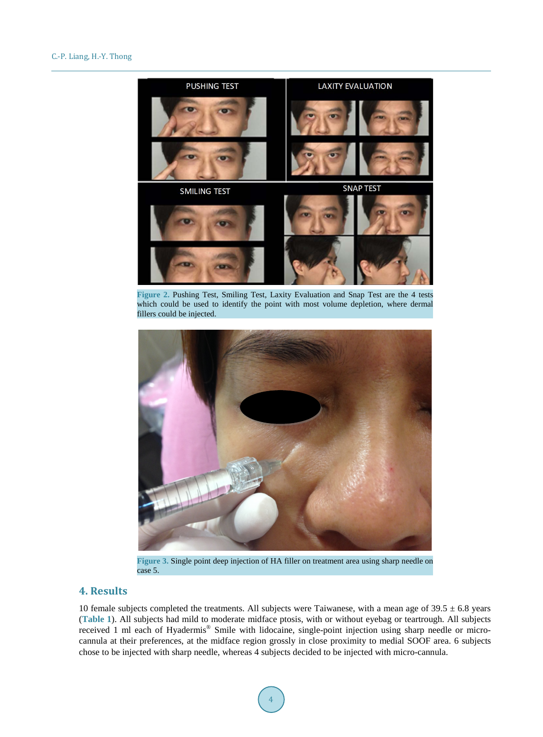Figure 2. Pushing Test, Smiling Test, Laxity Evaluation and Snap Test are the 4 tests which could be used to identify the point with most volume depletion, where dermal fillers could be injected.

Figure 3. Single point deep injection of HA filler on treatment area using sharp needle on case 5.

## 4. Results

10 female subjects completed the treatments. All subjects were Taiwanese, with a mean age of 39.5 ± 6.8 years (**Table 1**). All subjects had mild to moderate midface ptosis, with or without eyebag or teartrough. All subjects received 1 ml each of Hyadermis® Smile with lidocaine, single-point injection using sharp needle or micro-cannula at their preferences, at the midface region grossly in close proximity to medial SOOF area. 6 subjects chose to be injected with sharp needle, whereas 4 subjects decided to be injected with micro-cannula.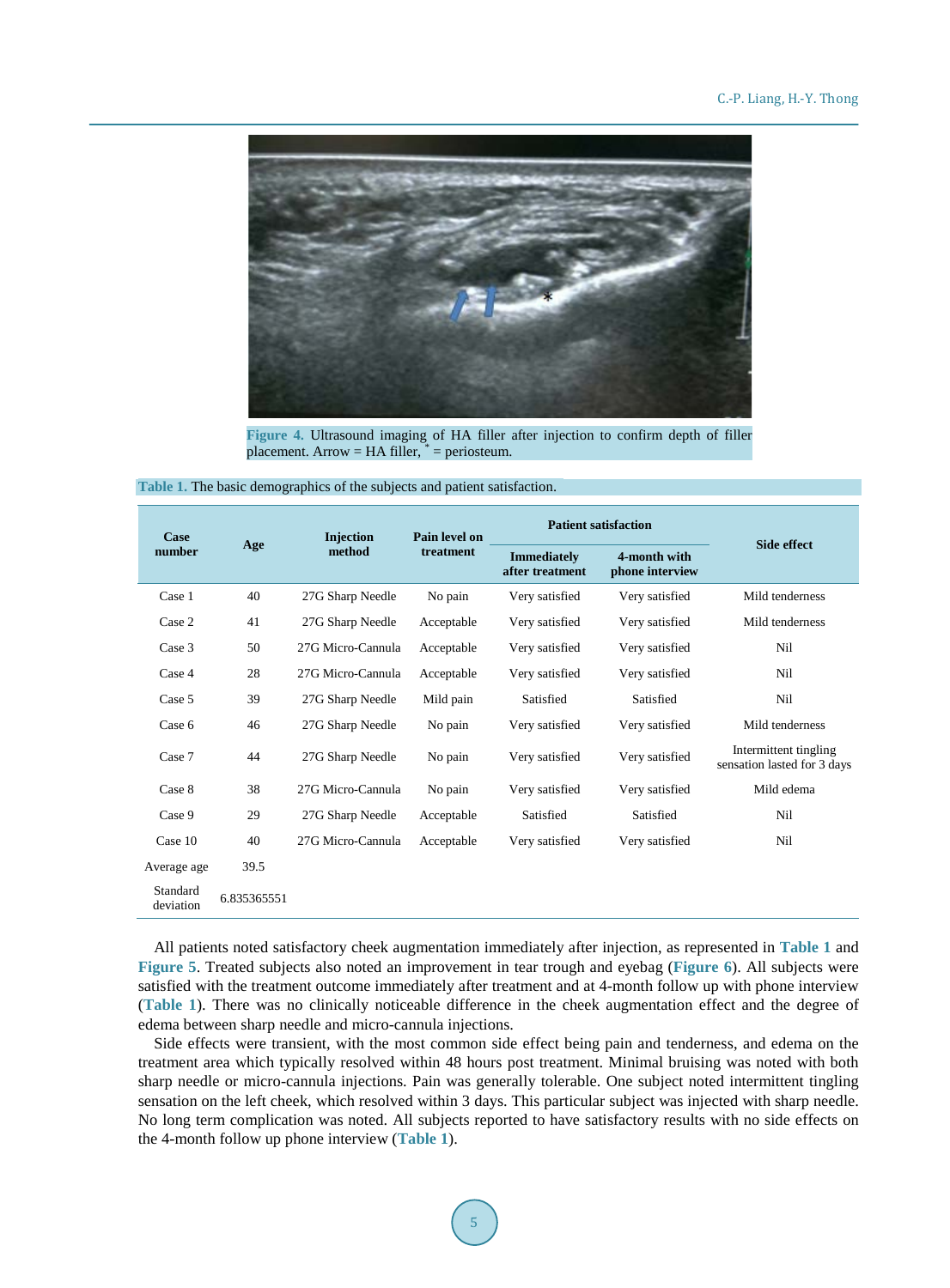Figure 4. Ultrasound imaging of HA filler after injection to confirm depth of filler placement. Arrow = HA filler, * = periosteum.

Table 1. The basic demographics of the subjects and patient satisfaction.

| Case number | Age | Injection method | Pain level on treatment | Patient satisfaction | | Side effect |
|---|---|---|---|---|---|---|
| | | | | Immediately after treatment | 4-month with phone interview | |
| Case 1 | 40 | 27G Sharp Needle | No pain | Very satisfied | Very satisfied | Mild tenderness |
| Case 2 | 41 | 27G Sharp Needle | Acceptable | Very satisfied | Very satisfied | Mild tenderness |
| Case 3 | 50 | 27G Micro-Cannula | Acceptable | Very satisfied | Very satisfied | Nil |
| Case 4 | 28 | 27G Micro-Cannula | Acceptable | Very satisfied | Very satisfied | Nil |
| Case 5 | 39 | 27G Sharp Needle | Mild pain | Satisfied | Satisfied | Nil |
| Case 6 | 46 | 27G Sharp Needle | No pain | Very satisfied | Very satisfied | Mild tenderness |
| Case 7 | 44 | 27G Sharp Needle | No pain | Very satisfied | Very satisfied | Intermittent tingling sensation lasted for 3 days |
| Case 8 | 38 | 27G Micro-Cannula | No pain | Very satisfied | Very satisfied | Mild edema |
| Case 9 | 29 | 27G Sharp Needle | Acceptable | Satisfied | Satisfied | Nil |
| Case 10 | 40 | 27G Micro-Cannula | Acceptable | Very satisfied | Very satisfied | Nil |
| Average age | 39.5 | | | | | |
| Standard deviation | 6.835365551 | | | | | |

All patients noted satisfactory cheek augmentation immediately after injection, as represented in Table 1 and Figure 5. Treated subjects also noted an improvement in tear trough and eyebag (Figure 6). All subjects were satisfied with the treatment outcome immediately after treatment and at 4-month follow up with phone interview (Table 1). There was no clinically noticeable difference in the cheek augmentation effect and the degree of edema between sharp needle and micro-cannula injections.

Side effects were transient, with the most common side effect being pain and tenderness, and edema on the treatment area which typically resolved within 48 hours post treatment. Minimal bruising was noted with both sharp needle or micro-cannula injections. Pain was generally tolerable. One subject noted intermittent tingling sensation on the left cheek, which resolved within 3 days. This particular subject was injected with sharp needle. No long term complication was noted. All subjects reported to have satisfactory results with no side effects on the 4-month follow up phone interview (Table 1).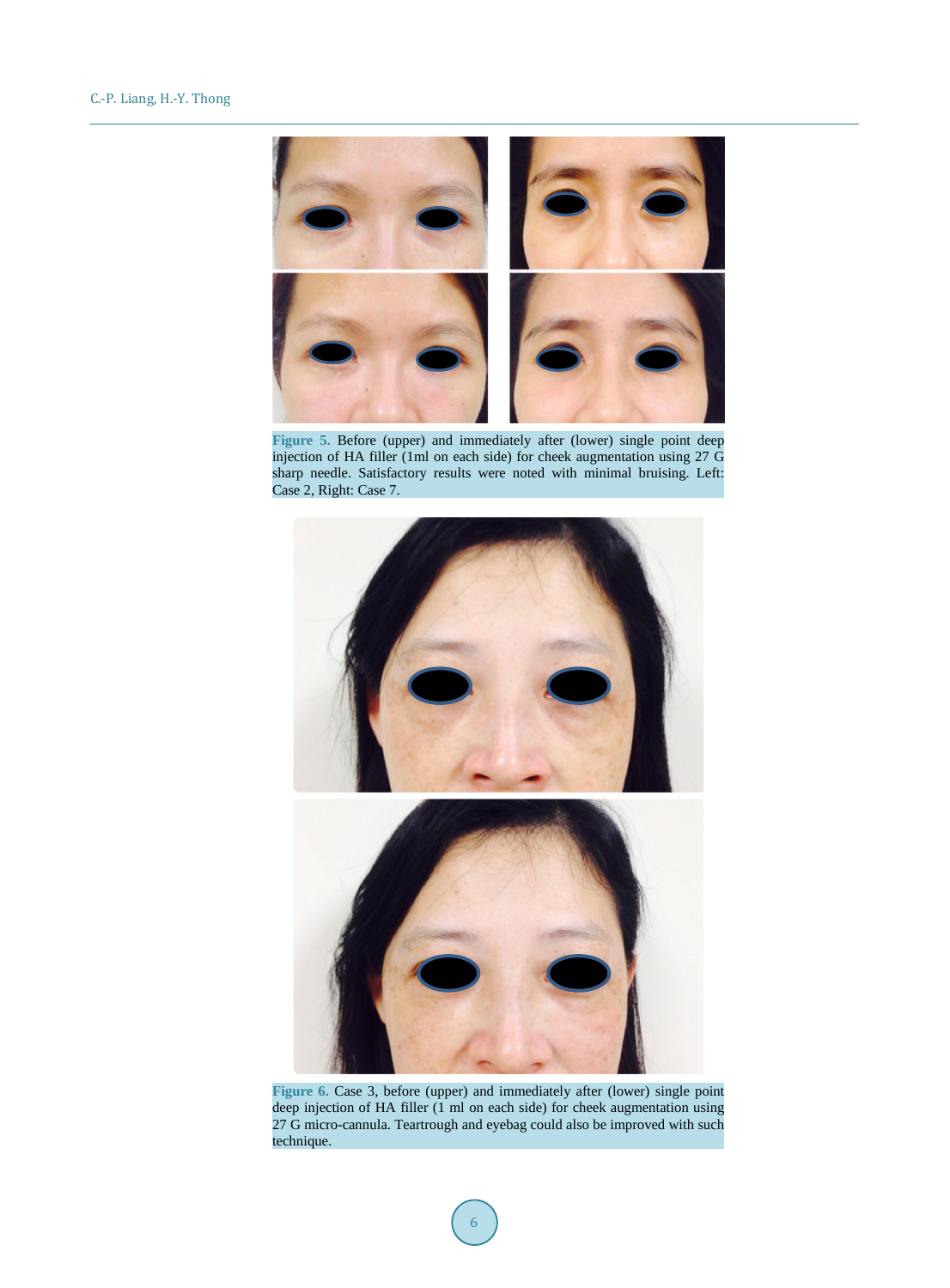**Figure 5.** Before (upper) and immediately after (lower) single point deep injection of HA filler (1ml on each side) for cheek augmentation using 27 G sharp needle. Satisfactory results were noted with minimal bruising. Left: Case 2, Right: Case 7.

**Figure 6.** Case 3, before (upper) and immediately after (lower) single point deep injection of HA filler (1 ml on each side) for cheek augmentation using 27 G micro-cannula. Teartrough and eyebag could also be improved with such technique.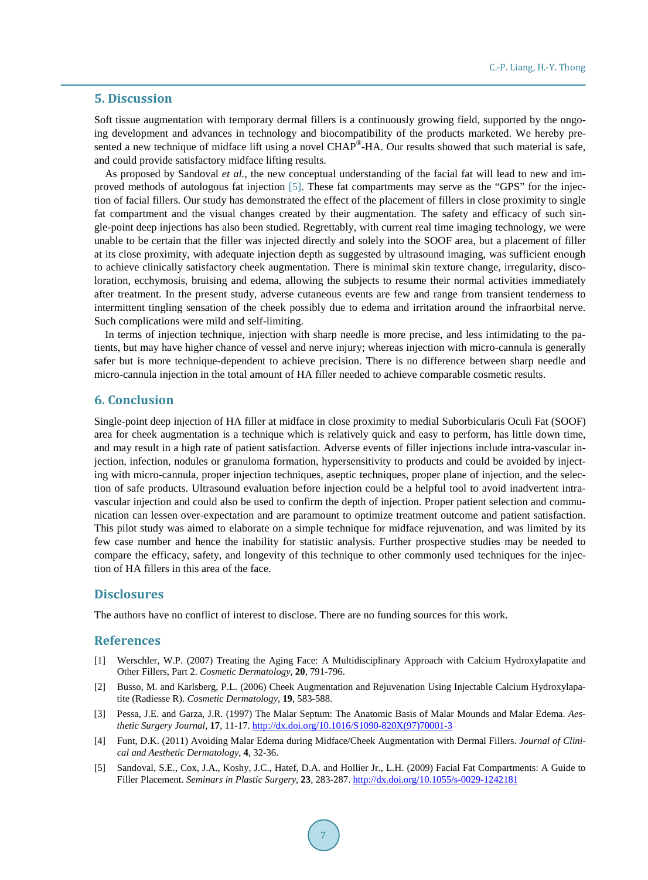## 5. Discussion

Soft tissue augmentation with temporary dermal fillers is a continuously growing field, supported by the ongoing development and advances in technology and biocompatibility of the products marketed. We hereby presented a new technique of midface lift using a novel CHAP®-HA. Our results showed that such material is safe, and could provide satisfactory midface lifting results.

As proposed by Sandoval *et al.*, the new conceptual understanding of the facial fat will lead to new and improved methods of autologous fat injection [5]. These fat compartments may serve as the "GPS" for the injection of facial fillers. Our study has demonstrated the effect of the placement of fillers in close proximity to single fat compartment and the visual changes created by their augmentation. The safety and efficacy of such single-point deep injections has also been studied. Regrettably, with current real time imaging technology, we were unable to be certain that the filler was injected directly and solely into the SOOF area, but a placement of filler at its close proximity, with adequate injection depth as suggested by ultrasound imaging, was sufficient enough to achieve clinically satisfactory cheek augmentation. There is minimal skin texture change, irregularity, discoloration, ecchymosis, bruising and edema, allowing the subjects to resume their normal activities immediately after treatment. In the present study, adverse cutaneous events are few and range from transient tenderness to intermittent tingling sensation of the cheek possibly due to edema and irritation around the infraorbital nerve. Such complications were mild and self-limiting.

In terms of injection technique, injection with sharp needle is more precise, and less intimidating to the patients, but may have higher chance of vessel and nerve injury; whereas injection with micro-cannula is generally safer but is more technique-dependent to achieve precision. There is no difference between sharp needle and micro-cannula injection in the total amount of HA filler needed to achieve comparable cosmetic results.

## 6. Conclusion

Single-point deep injection of HA filler at midface in close proximity to medial Suborbicularis Oculi Fat (SOOF) area for cheek augmentation is a technique which is relatively quick and easy to perform, has little down time, and may result in a high rate of patient satisfaction. Adverse events of filler injections include intra-vascular injection, infection, nodules or granuloma formation, hypersensitivity to products and could be avoided by injecting with micro-cannula, proper injection techniques, aseptic techniques, proper plane of injection, and the selection of safe products. Ultrasound evaluation before injection could be a helpful tool to avoid inadvertent intravascular injection and could also be used to confirm the depth of injection. Proper patient selection and communication can lessen over-expectation and are paramount to optimize treatment outcome and patient satisfaction. This pilot study was aimed to elaborate on a simple technique for midface rejuvenation, and was limited by its few case number and hence the inability for statistic analysis. Further prospective studies may be needed to compare the efficacy, safety, and longevity of this technique to other commonly used techniques for the injection of HA fillers in this area of the face.

## Disclosures

The authors have no conflict of interest to disclose. There are no funding sources for this work.

## References

[1] Werschler, W.P. (2007) Treating the Aging Face: A Multidisciplinary Approach with Calcium Hydroxylapatite and Other Fillers, Part 2. *Cosmetic Dermatology*, **20**, 791-796.

[2] Busso, M. and Karlsberg, P.L. (2006) Cheek Augmentation and Rejuvenation Using Injectable Calcium Hydroxylapatite (Radiesse R). *Cosmetic Dermatology*, **19**, 583-588.

[3] Pessa, J.E. and Garza, J.R. (1997) The Malar Septum: The Anatomic Basis of Malar Mounds and Malar Edema. *Aesthetic Surgery Journal*, **17**, 11-17. http://dx.doi.org/10.1016/S1090-820X(97)70001-3

[4] Funt, D.K. (2011) Avoiding Malar Edema during Midface/Cheek Augmentation with Dermal Fillers. *Journal of Clinical and Aesthetic Dermatology*, **4**, 32-36.

[5] Sandoval, S.E., Cox, J.A., Koshy, J.C., Hatef, D.A. and Hollier Jr., L.H. (2009) Facial Fat Compartments: A Guide to Filler Placement. *Seminars in Plastic Surgery*, **23**, 283-287. http://dx.doi.org/10.1055/s-0029-1242181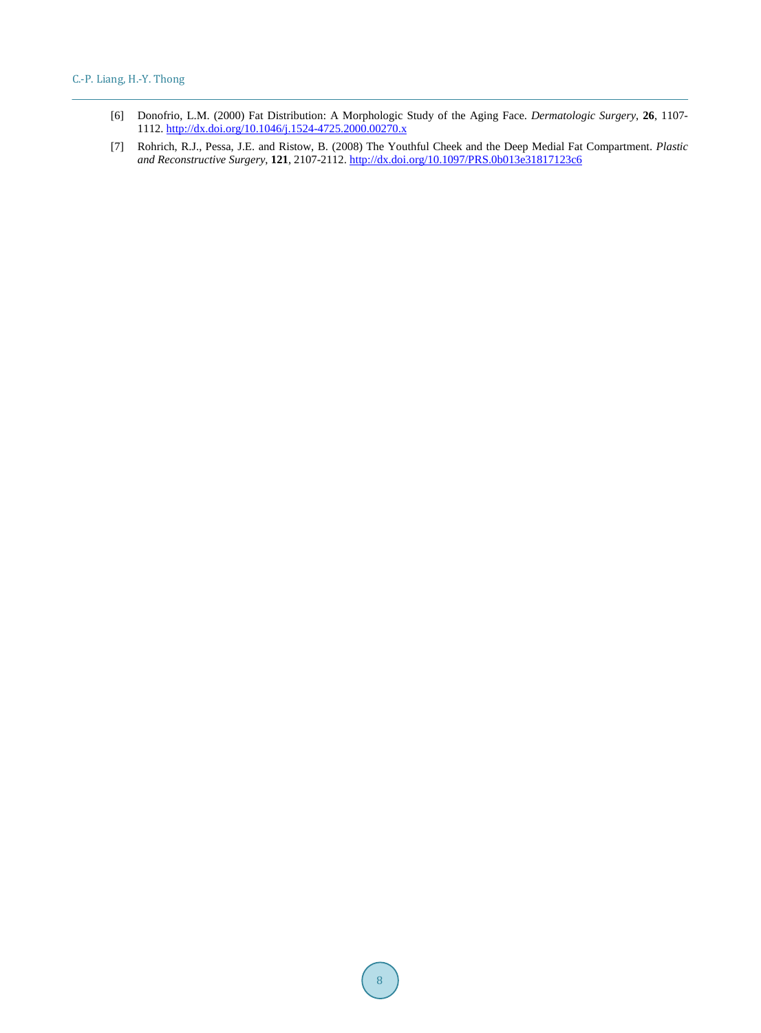[6] Donofrio, L.M. (2000) Fat Distribution: A Morphologic Study of the Aging Face. *Dermatologic Surgery*, **26**, 1107-1112. http://dx.doi.org/10.1046/j.1524-4725.2000.00270.x

[7] Rohrich, R.J., Pessa, J.E. and Ristow, B. (2008) The Youthful Cheek and the Deep Medial Fat Compartment. *Plastic and Reconstructive Surgery*, **121**, 2107-2112. http://dx.doi.org/10.1097/PRS.0b013e31817123c6